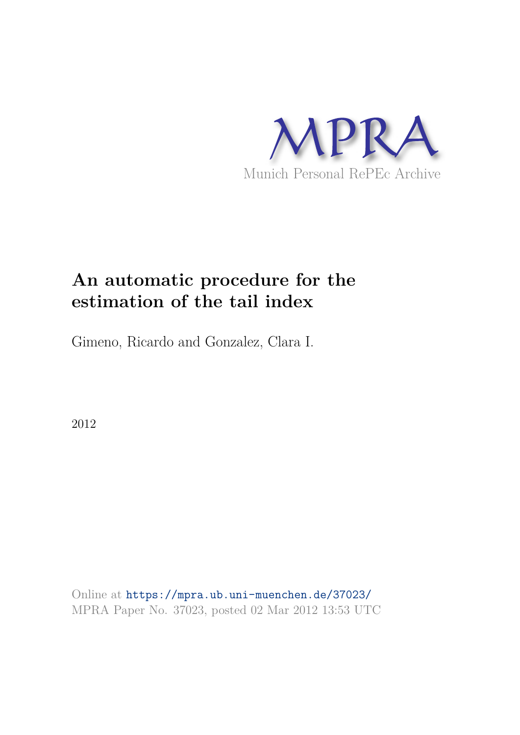MPRA

Munich Personal RePEc Archive

# An automatic procedure for the estimation of the tail index

Gimeno, Ricardo and Gonzalez, Clara I.

2012

Online at https://mpra.ub.uni-muenchen.de/37023/

MPRA Paper No. 37023, posted 02 Mar 2012 13:53 UTC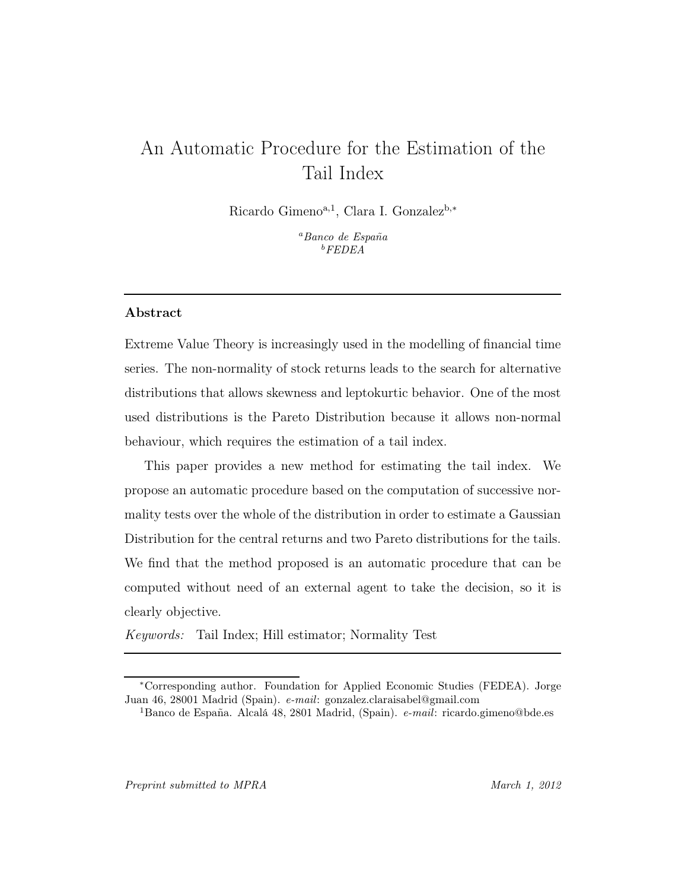# An Automatic Procedure for the Estimation of the Tail Index

Ricardo Gimeno[a,1], Clara I. Gonzalez[b,*]

[a]*Banco de España*
[b]*FEDEA*

---

**Abstract**

Extreme Value Theory is increasingly used in the modelling of financial time series. The non-normality of stock returns leads to the search for alternative distributions that allows skewness and leptokurtic behavior. One of the most used distributions is the Pareto Distribution because it allows non-normal behaviour, which requires the estimation of a tail index.

This paper provides a new method for estimating the tail index. We propose an automatic procedure based on the computation of successive normality tests over the whole of the distribution in order to estimate a Gaussian Distribution for the central returns and two Pareto distributions for the tails. We find that the method proposed is an automatic procedure that can be computed without need of an external agent to take the decision, so it is clearly objective.

*Keywords:* Tail Index; Hill estimator; Normality Test

---

[*] Corresponding author. Foundation for Applied Economic Studies (FEDEA). Jorge Juan 46, 28001 Madrid (Spain). *e-mail*: gonzalez.claraisabel@gmail.com

[1] Banco de España. Alcalá 48, 2801 Madrid, (Spain). *e-mail*: ricardo.gimeno@bde.es

*Preprint submitted to MPRA* — *March 1, 2012*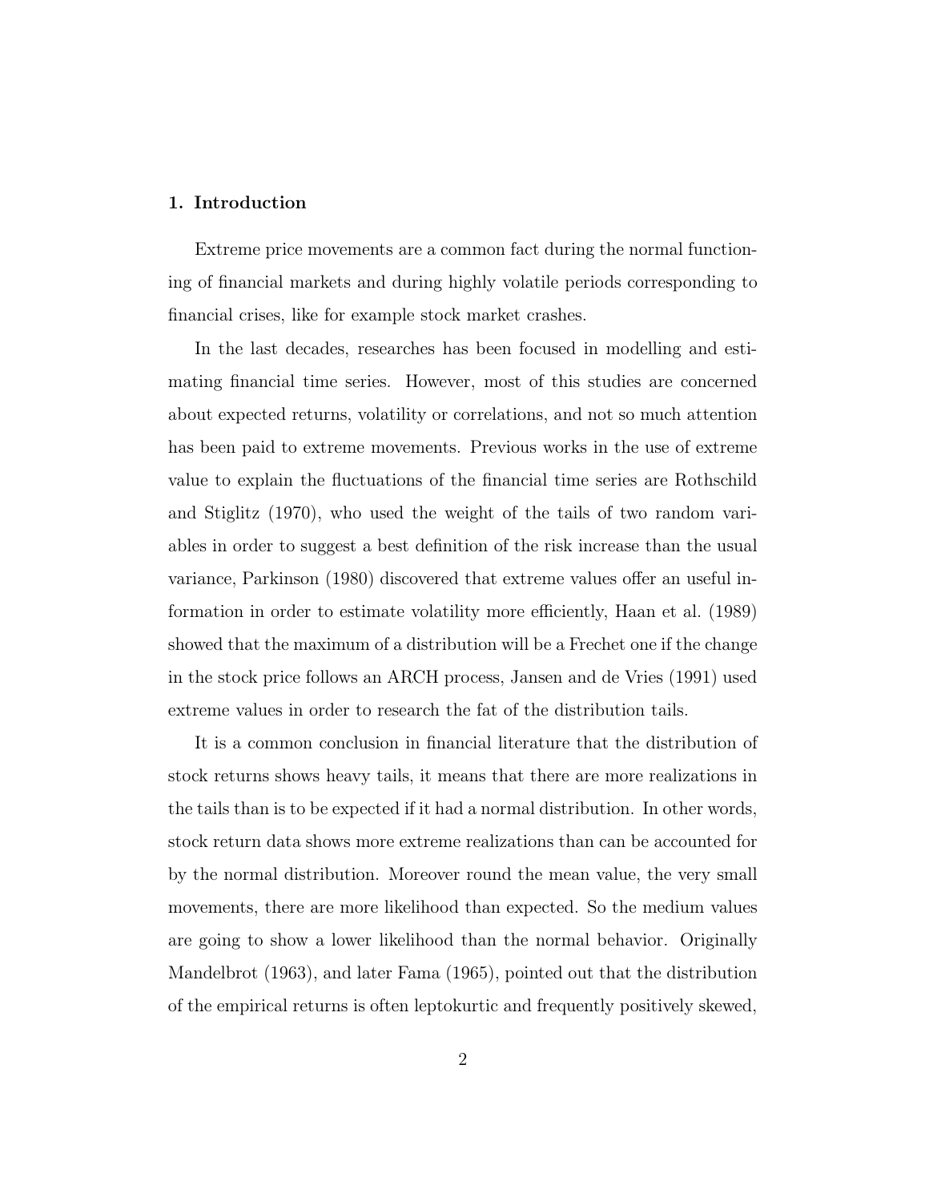## 1. Introduction

Extreme price movements are a common fact during the normal functioning of financial markets and during highly volatile periods corresponding to financial crises, like for example stock market crashes.

In the last decades, researches has been focused in modelling and estimating financial time series. However, most of this studies are concerned about expected returns, volatility or correlations, and not so much attention has been paid to extreme movements. Previous works in the use of extreme value to explain the fluctuations of the financial time series are Rothschild and Stiglitz (1970), who used the weight of the tails of two random variables in order to suggest a best definition of the risk increase than the usual variance, Parkinson (1980) discovered that extreme values offer an useful information in order to estimate volatility more efficiently, Haan et al. (1989) showed that the maximum of a distribution will be a Frechet one if the change in the stock price follows an ARCH process, Jansen and de Vries (1991) used extreme values in order to research the fat of the distribution tails.

It is a common conclusion in financial literature that the distribution of stock returns shows heavy tails, it means that there are more realizations in the tails than is to be expected if it had a normal distribution. In other words, stock return data shows more extreme realizations than can be accounted for by the normal distribution. Moreover round the mean value, the very small movements, there are more likelihood than expected. So the medium values are going to show a lower likelihood than the normal behavior. Originally Mandelbrot (1963), and later Fama (1965), pointed out that the distribution of the empirical returns is often leptokurtic and frequently positively skewed,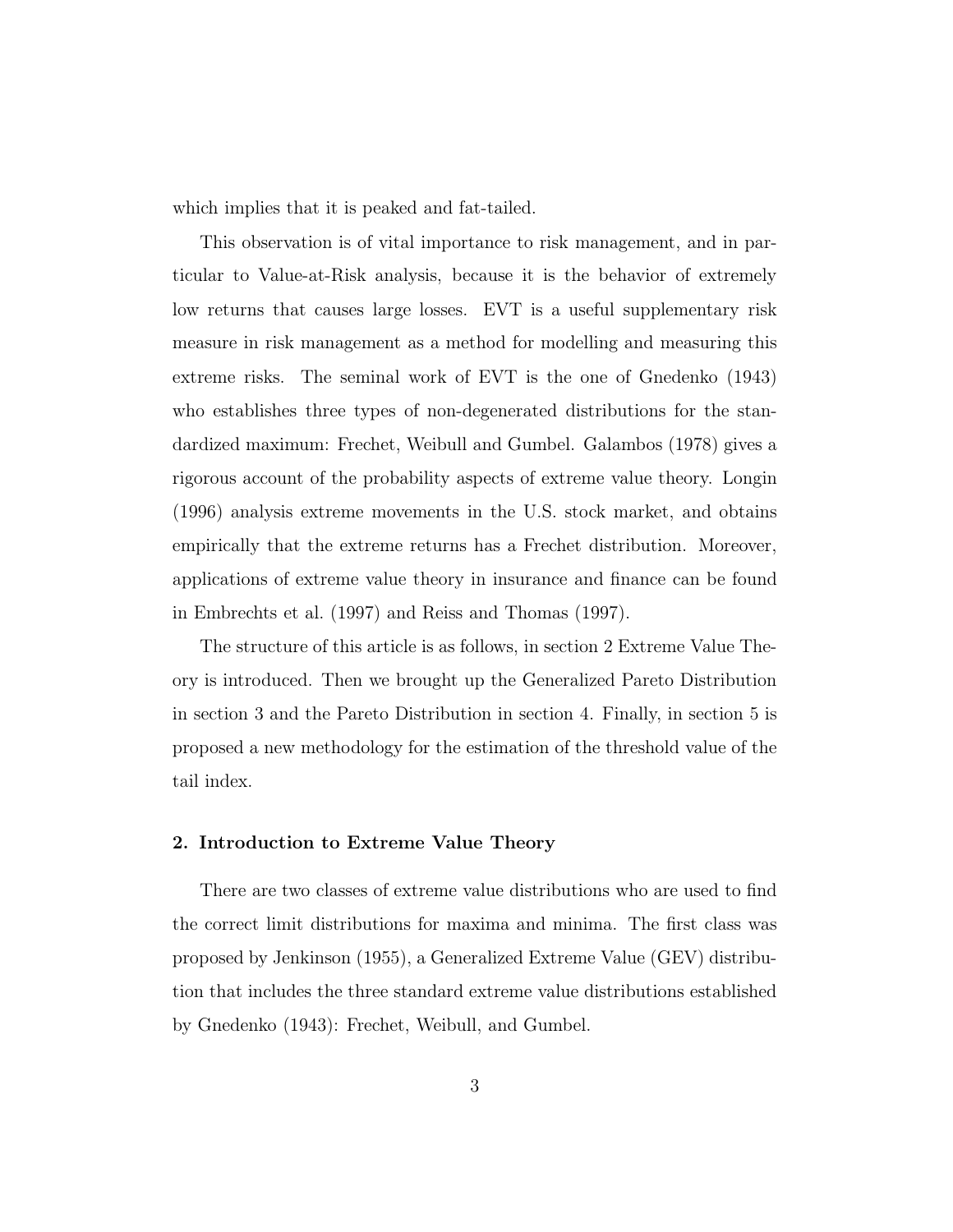which implies that it is peaked and fat-tailed.

This observation is of vital importance to risk management, and in particular to Value-at-Risk analysis, because it is the behavior of extremely low returns that causes large losses. EVT is a useful supplementary risk measure in risk management as a method for modelling and measuring this extreme risks. The seminal work of EVT is the one of Gnedenko (1943) who establishes three types of non-degenerated distributions for the standardized maximum: Frechet, Weibull and Gumbel. Galambos (1978) gives a rigorous account of the probability aspects of extreme value theory. Longin (1996) analysis extreme movements in the U.S. stock market, and obtains empirically that the extreme returns has a Frechet distribution. Moreover, applications of extreme value theory in insurance and finance can be found in Embrechts et al. (1997) and Reiss and Thomas (1997).

The structure of this article is as follows, in section 2 Extreme Value Theory is introduced. Then we brought up the Generalized Pareto Distribution in section 3 and the Pareto Distribution in section 4. Finally, in section 5 is proposed a new methodology for the estimation of the threshold value of the tail index.

## 2. Introduction to Extreme Value Theory

There are two classes of extreme value distributions who are used to find the correct limit distributions for maxima and minima. The first class was proposed by Jenkinson (1955), a Generalized Extreme Value (GEV) distribution that includes the three standard extreme value distributions established by Gnedenko (1943): Frechet, Weibull, and Gumbel.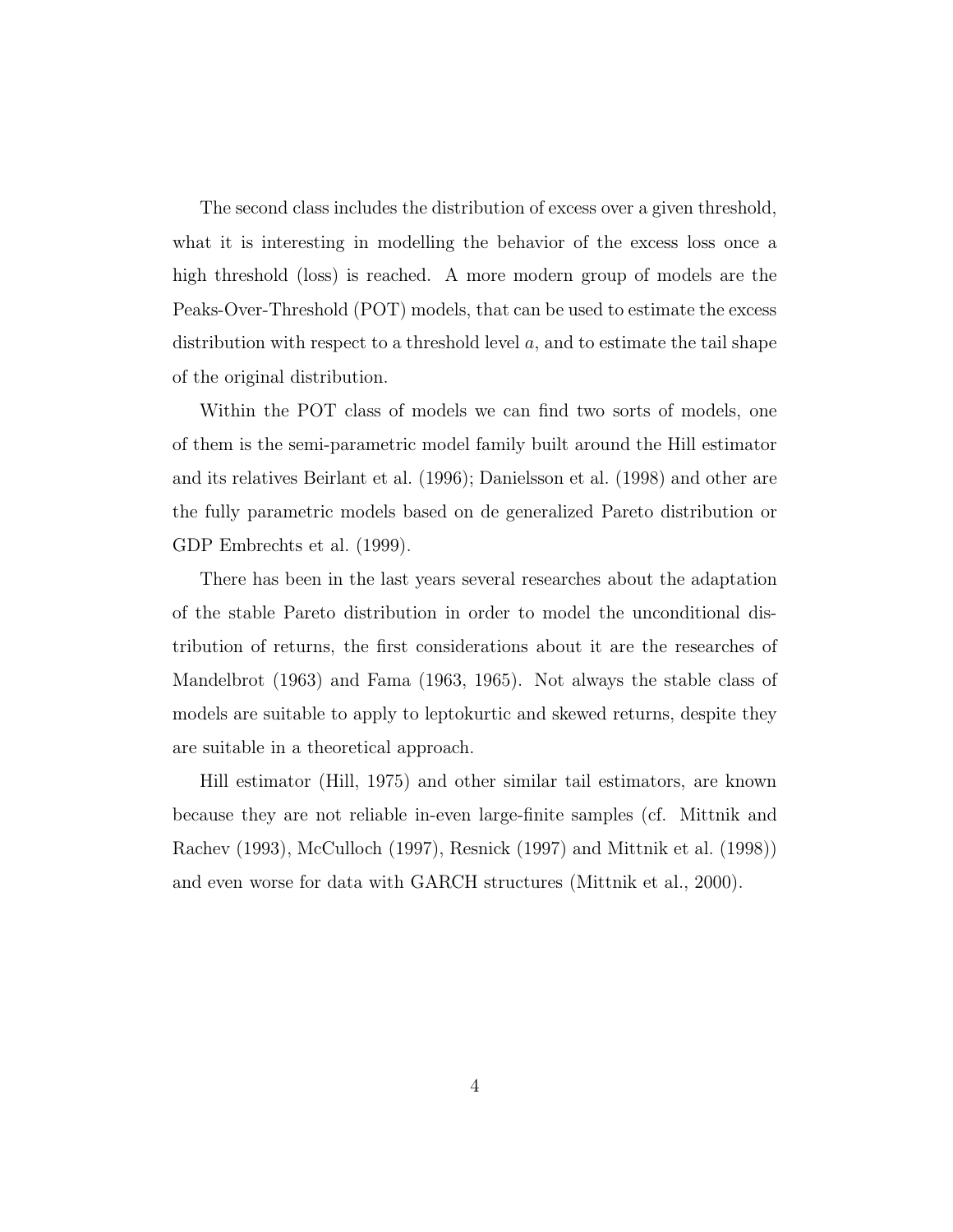The second class includes the distribution of excess over a given threshold, what it is interesting in modelling the behavior of the excess loss once a high threshold (loss) is reached. A more modern group of models are the Peaks-Over-Threshold (POT) models, that can be used to estimate the excess distribution with respect to a threshold level $a$, and to estimate the tail shape of the original distribution.

Within the POT class of models we can find two sorts of models, one of them is the semi-parametric model family built around the Hill estimator and its relatives Beirlant et al. (1996); Danielsson et al. (1998) and other are the fully parametric models based on de generalized Pareto distribution or GDP Embrechts et al. (1999).

There has been in the last years several researches about the adaptation of the stable Pareto distribution in order to model the unconditional distribution of returns, the first considerations about it are the researches of Mandelbrot (1963) and Fama (1963, 1965). Not always the stable class of models are suitable to apply to leptokurtic and skewed returns, despite they are suitable in a theoretical approach.

Hill estimator (Hill, 1975) and other similar tail estimators, are known because they are not reliable in-even large-finite samples (cf. Mittnik and Rachev (1993), McCulloch (1997), Resnick (1997) and Mittnik et al. (1998)) and even worse for data with GARCH structures (Mittnik et al., 2000).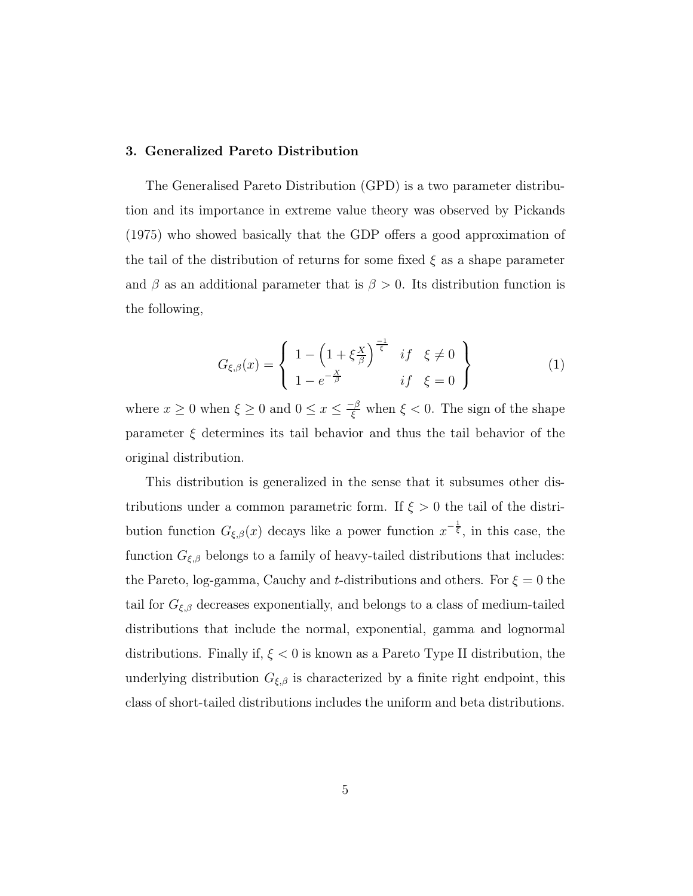### 3. Generalized Pareto Distribution

The Generalised Pareto Distribution (GPD) is a two parameter distribution and its importance in extreme value theory was observed by Pickands (1975) who showed basically that the GDP offers a good approximation of the tail of the distribution of returns for some fixed $\xi$ as a shape parameter and $\beta$ as an additional parameter that is $\beta > 0$. Its distribution function is the following,

$$G_{\xi,\beta}(x) = \left\{ \begin{array}{lll} 1 - \left(1 + \xi \frac{X}{\beta}\right)^{\frac{-1}{\xi}} & if & \xi \neq 0 \\ 1 - e^{-\frac{X}{\beta}} & if & \xi = 0 \end{array} \right\} \tag{1}$$

where $x \geq 0$ when $\xi \geq 0$ and $0 \leq x \leq \frac{-\beta}{\xi}$ when $\xi < 0$. The sign of the shape parameter $\xi$ determines its tail behavior and thus the tail behavior of the original distribution.

This distribution is generalized in the sense that it subsumes other distributions under a common parametric form. If $\xi > 0$ the tail of the distribution function $G_{\xi,\beta}(x)$ decays like a power function $x^{-\frac{1}{\xi}}$, in this case, the function $G_{\xi,\beta}$ belongs to a family of heavy-tailed distributions that includes: the Pareto, log-gamma, Cauchy and $t$-distributions and others. For $\xi = 0$ the tail for $G_{\xi,\beta}$ decreases exponentially, and belongs to a class of medium-tailed distributions that include the normal, exponential, gamma and lognormal distributions. Finally if, $\xi < 0$ is known as a Pareto Type II distribution, the underlying distribution $G_{\xi,\beta}$ is characterized by a finite right endpoint, this class of short-tailed distributions includes the uniform and beta distributions.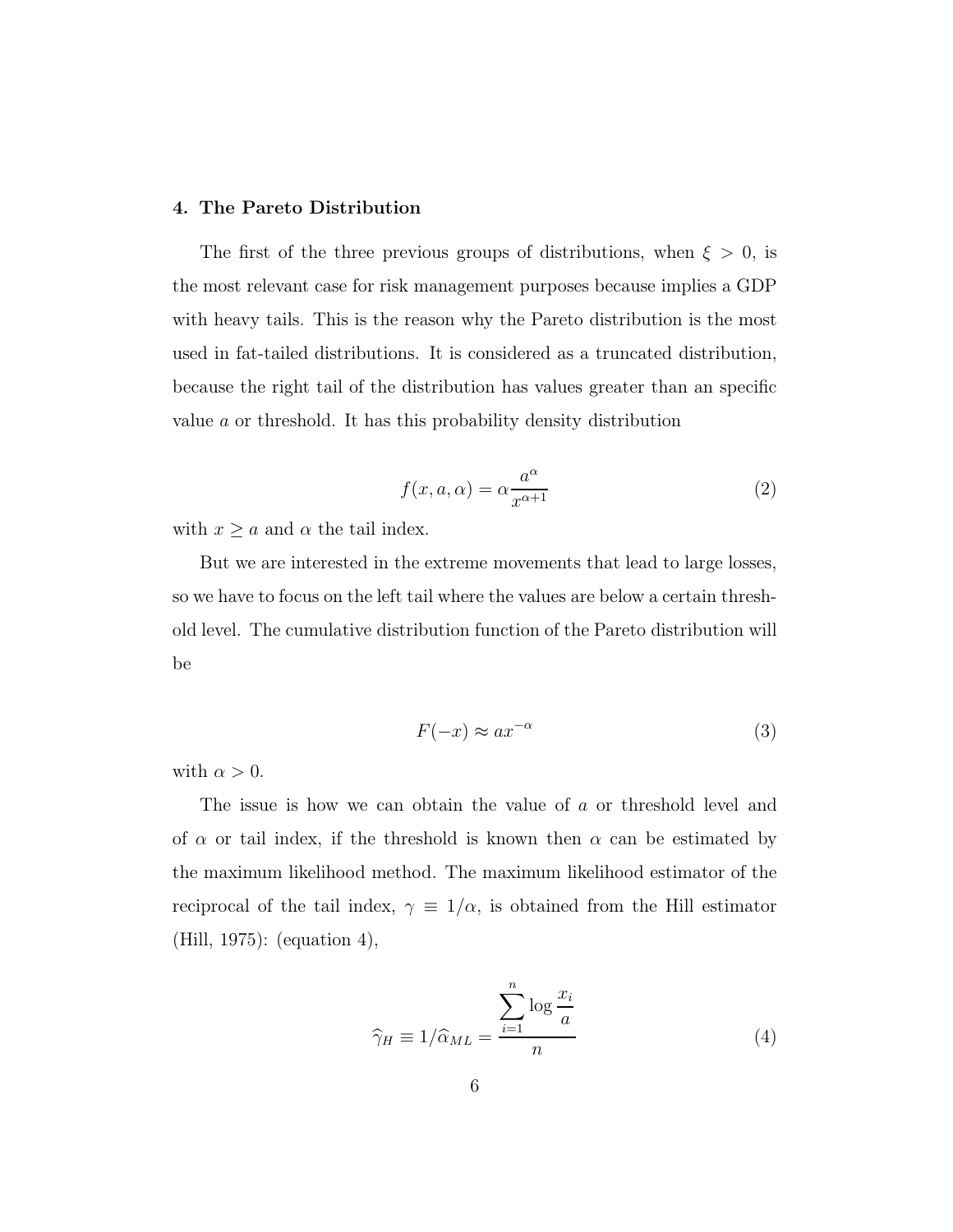## 4. The Pareto Distribution

The first of the three previous groups of distributions, when $\xi > 0$, is the most relevant case for risk management purposes because implies a GDP with heavy tails. This is the reason why the Pareto distribution is the most used in fat-tailed distributions. It is considered as a truncated distribution, because the right tail of the distribution has values greater than an specific value $a$ or threshold. It has this probability density distribution

$$f(x, a, \alpha) = \alpha \frac{a^{\alpha}}{x^{\alpha+1}} \tag{2}$$

with $x \geq a$ and $\alpha$ the tail index.

But we are interested in the extreme movements that lead to large losses, so we have to focus on the left tail where the values are below a certain threshold level. The cumulative distribution function of the Pareto distribution will be

$$F(-x) \approx ax^{-\alpha} \tag{3}$$

with $\alpha > 0$.

The issue is how we can obtain the value of $a$ or threshold level and of $\alpha$ or tail index, if the threshold is known then $\alpha$ can be estimated by the maximum likelihood method. The maximum likelihood estimator of the reciprocal of the tail index, $\gamma \equiv 1/\alpha$, is obtained from the Hill estimator (Hill, 1975): (equation 4),

$$\widehat{\gamma}_H \equiv 1/\widehat{\alpha}_{ML} = \frac{\sum_{i=1}^{n} \log \frac{x_i}{a}}{n} \tag{4}$$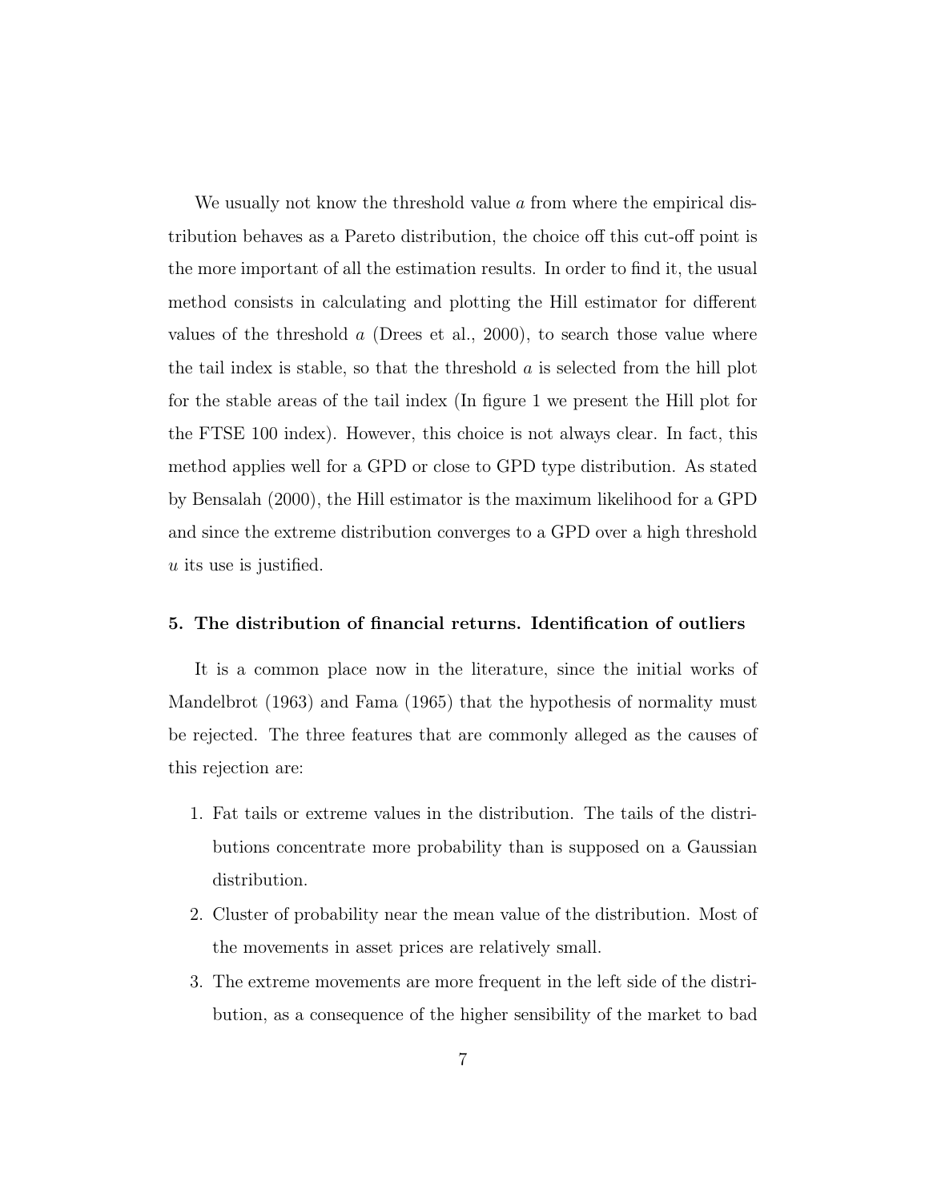We usually not know the threshold value $a$ from where the empirical distribution behaves as a Pareto distribution, the choice off this cut-off point is the more important of all the estimation results. In order to find it, the usual method consists in calculating and plotting the Hill estimator for different values of the threshold $a$ (Drees et al., 2000), to search those value where the tail index is stable, so that the threshold $a$ is selected from the hill plot for the stable areas of the tail index (In figure 1 we present the Hill plot for the FTSE 100 index). However, this choice is not always clear. In fact, this method applies well for a GPD or close to GPD type distribution. As stated by Bensalah (2000), the Hill estimator is the maximum likelihood for a GPD and since the extreme distribution converges to a GPD over a high threshold $u$ its use is justified.

### 5. The distribution of financial returns. Identification of outliers

It is a common place now in the literature, since the initial works of Mandelbrot (1963) and Fama (1965) that the hypothesis of normality must be rejected. The three features that are commonly alleged as the causes of this rejection are:

1. Fat tails or extreme values in the distribution. The tails of the distributions concentrate more probability than is supposed on a Gaussian distribution.
2. Cluster of probability near the mean value of the distribution. Most of the movements in asset prices are relatively small.
3. The extreme movements are more frequent in the left side of the distribution, as a consequence of the higher sensibility of the market to bad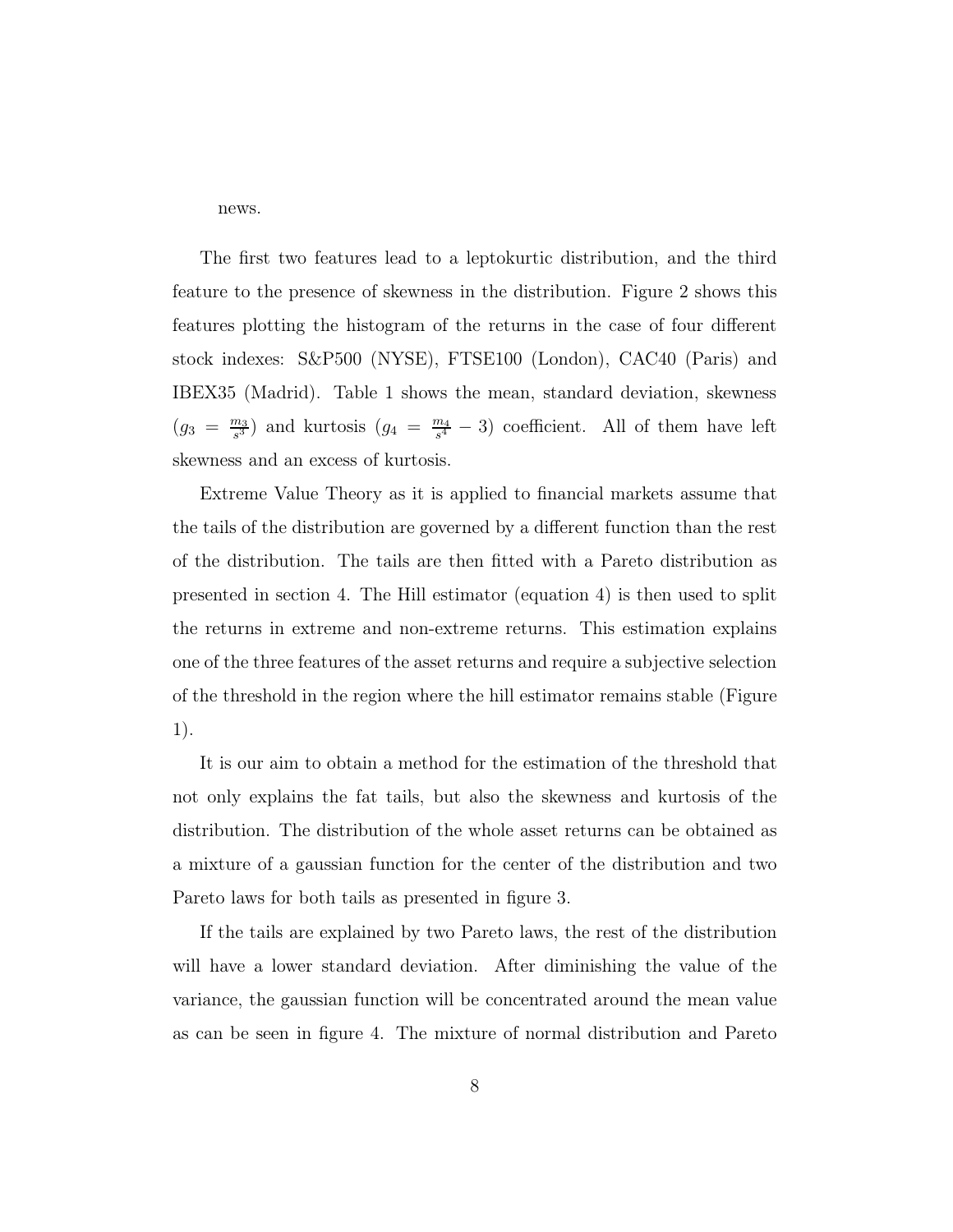news.

The first two features lead to a leptokurtic distribution, and the third feature to the presence of skewness in the distribution. Figure 2 shows this features plotting the histogram of the returns in the case of four different stock indexes: S&P500 (NYSE), FTSE100 (London), CAC40 (Paris) and IBEX35 (Madrid). Table 1 shows the mean, standard deviation, skewness ($g_3 = \frac{m_3}{s^3}$) and kurtosis ($g_4 = \frac{m_4}{s^4} - 3$) coefficient. All of them have left skewness and an excess of kurtosis.

Extreme Value Theory as it is applied to financial markets assume that the tails of the distribution are governed by a different function than the rest of the distribution. The tails are then fitted with a Pareto distribution as presented in section 4. The Hill estimator (equation 4) is then used to split the returns in extreme and non-extreme returns. This estimation explains one of the three features of the asset returns and require a subjective selection of the threshold in the region where the hill estimator remains stable (Figure 1).

It is our aim to obtain a method for the estimation of the threshold that not only explains the fat tails, but also the skewness and kurtosis of the distribution. The distribution of the whole asset returns can be obtained as a mixture of a gaussian function for the center of the distribution and two Pareto laws for both tails as presented in figure 3.

If the tails are explained by two Pareto laws, the rest of the distribution will have a lower standard deviation. After diminishing the value of the variance, the gaussian function will be concentrated around the mean value as can be seen in figure 4. The mixture of normal distribution and Pareto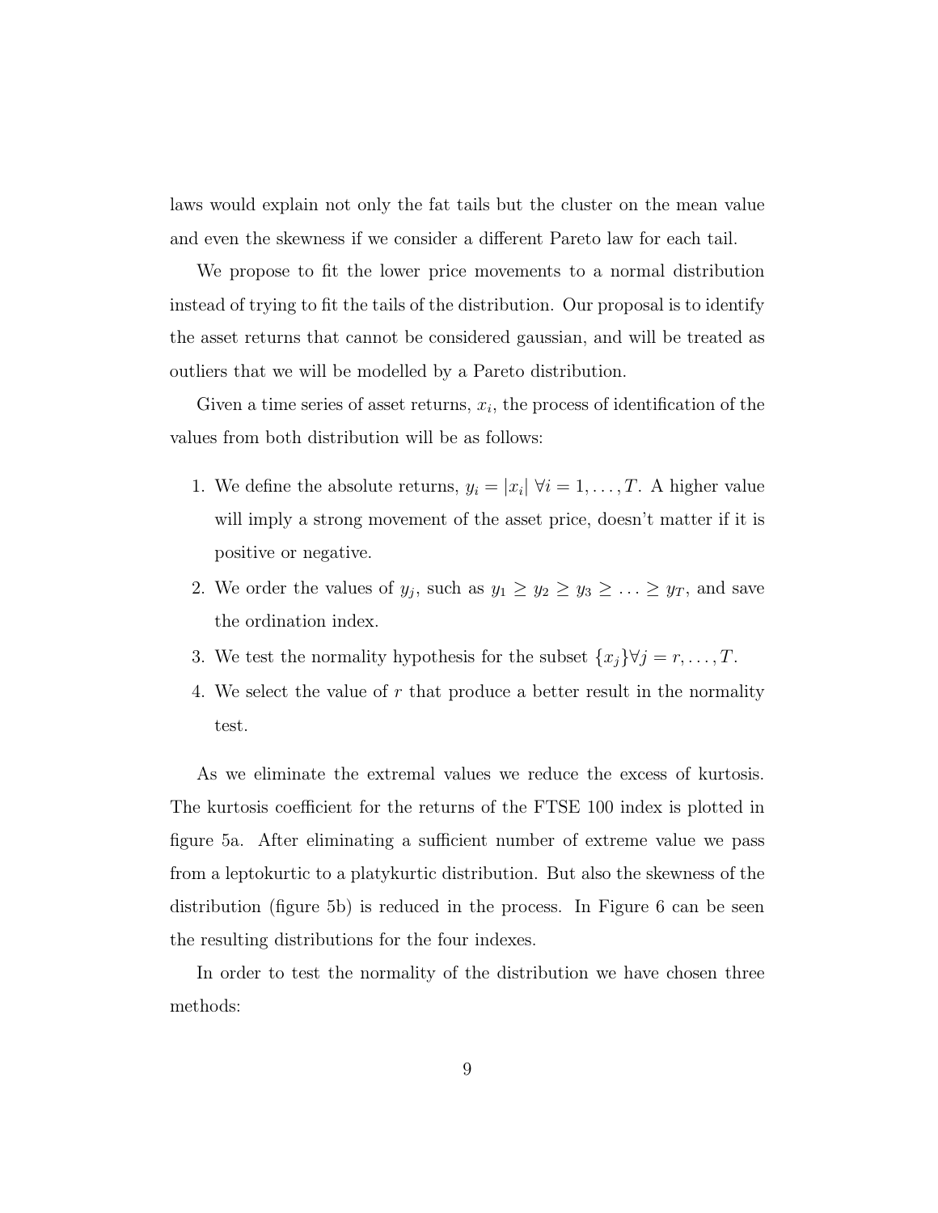laws would explain not only the fat tails but the cluster on the mean value and even the skewness if we consider a different Pareto law for each tail.

We propose to fit the lower price movements to a normal distribution instead of trying to fit the tails of the distribution. Our proposal is to identify the asset returns that cannot be considered gaussian, and will be treated as outliers that we will be modelled by a Pareto distribution.

Given a time series of asset returns, $x_i$, the process of identification of the values from both distribution will be as follows:

1. We define the absolute returns, $y_i = |x_i| \; \forall i = 1, \ldots, T$. A higher value will imply a strong movement of the asset price, doesn't matter if it is positive or negative.
2. We order the values of $y_j$, such as $y_1 \geq y_2 \geq y_3 \geq \ldots \geq y_T$, and save the ordination index.
3. We test the normality hypothesis for the subset $\{x_j\} \forall j = r, \ldots, T$.
4. We select the value of $r$ that produce a better result in the normality test.

As we eliminate the extremal values we reduce the excess of kurtosis. The kurtosis coefficient for the returns of the FTSE 100 index is plotted in figure 5a. After eliminating a sufficient number of extreme value we pass from a leptokurtic to a platykurtic distribution. But also the skewness of the distribution (figure 5b) is reduced in the process. In Figure 6 can be seen the resulting distributions for the four indexes.

In order to test the normality of the distribution we have chosen three methods: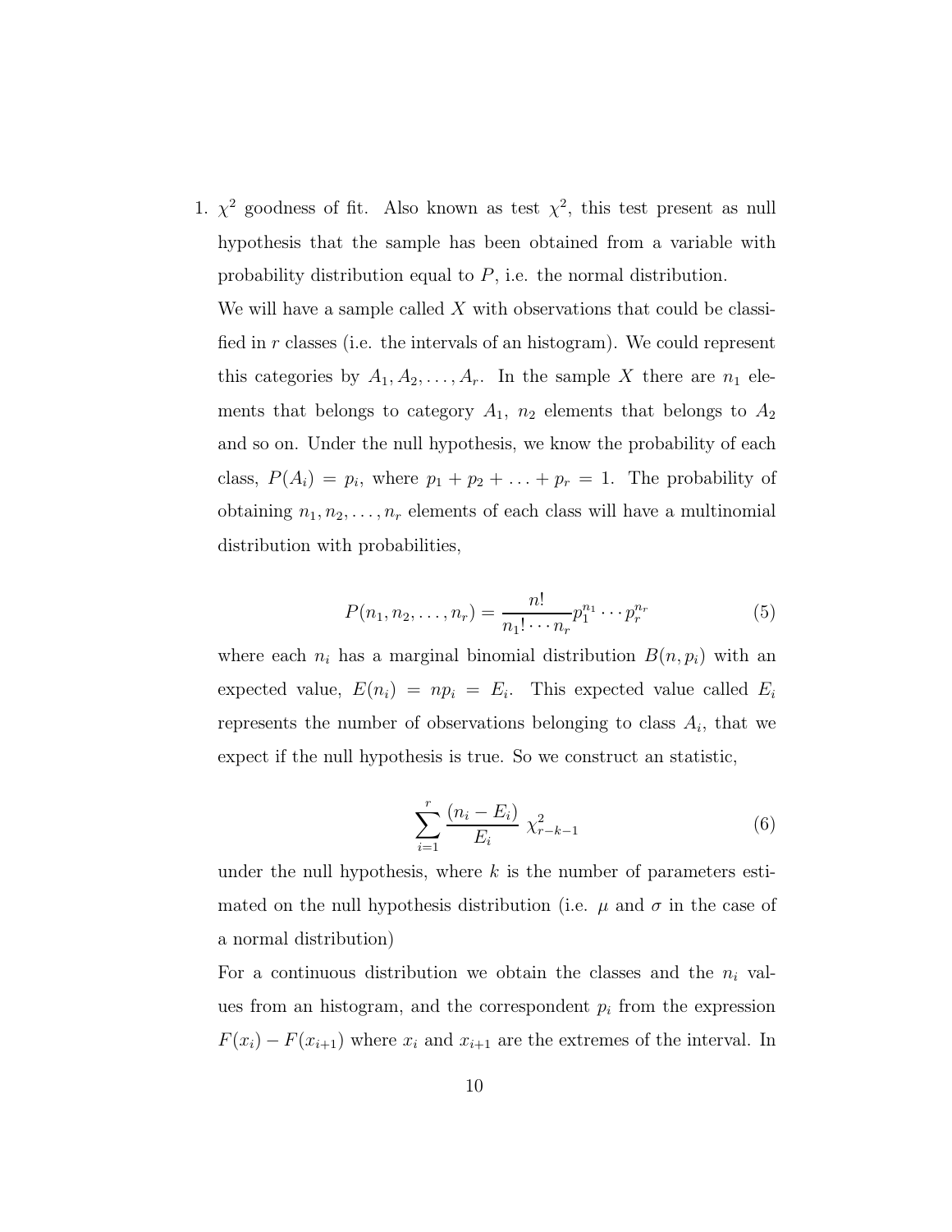1. $\chi^2$ goodness of fit. Also known as test $\chi^2$, this test present as null hypothesis that the sample has been obtained from a variable with probability distribution equal to $P$, i.e. the normal distribution.

   We will have a sample called $X$ with observations that could be classified in $r$ classes (i.e. the intervals of an histogram). We could represent this categories by $A_1, A_2, \ldots, A_r$. In the sample $X$ there are $n_1$ elements that belongs to category $A_1$, $n_2$ elements that belongs to $A_2$ and so on. Under the null hypothesis, we know the probability of each class, $P(A_i) = p_i$, where $p_1 + p_2 + \ldots + p_r = 1$. The probability of obtaining $n_1, n_2, \ldots, n_r$ elements of each class will have a multinomial distribution with probabilities,

   $$P(n_1, n_2, \ldots, n_r) = \frac{n!}{n_1! \cdots n_r} p_1^{n_1} \cdots p_r^{n_r} \tag{5}$$

   where each $n_i$ has a marginal binomial distribution $B(n, p_i)$ with an expected value, $E(n_i) = np_i = E_i$. This expected value called $E_i$ represents the number of observations belonging to class $A_i$, that we expect if the null hypothesis is true. So we construct an statistic,

   $$\sum_{i=1}^{r} \frac{(n_i - E_i)}{E_i} \; \chi^2_{r-k-1} \tag{6}$$

   under the null hypothesis, where $k$ is the number of parameters estimated on the null hypothesis distribution (i.e. $\mu$ and $\sigma$ in the case of a normal distribution)

   For a continuous distribution we obtain the classes and the $n_i$ values from an histogram, and the correspondent $p_i$ from the expression $F(x_i) - F(x_{i+1})$ where $x_i$ and $x_{i+1}$ are the extremes of the interval. In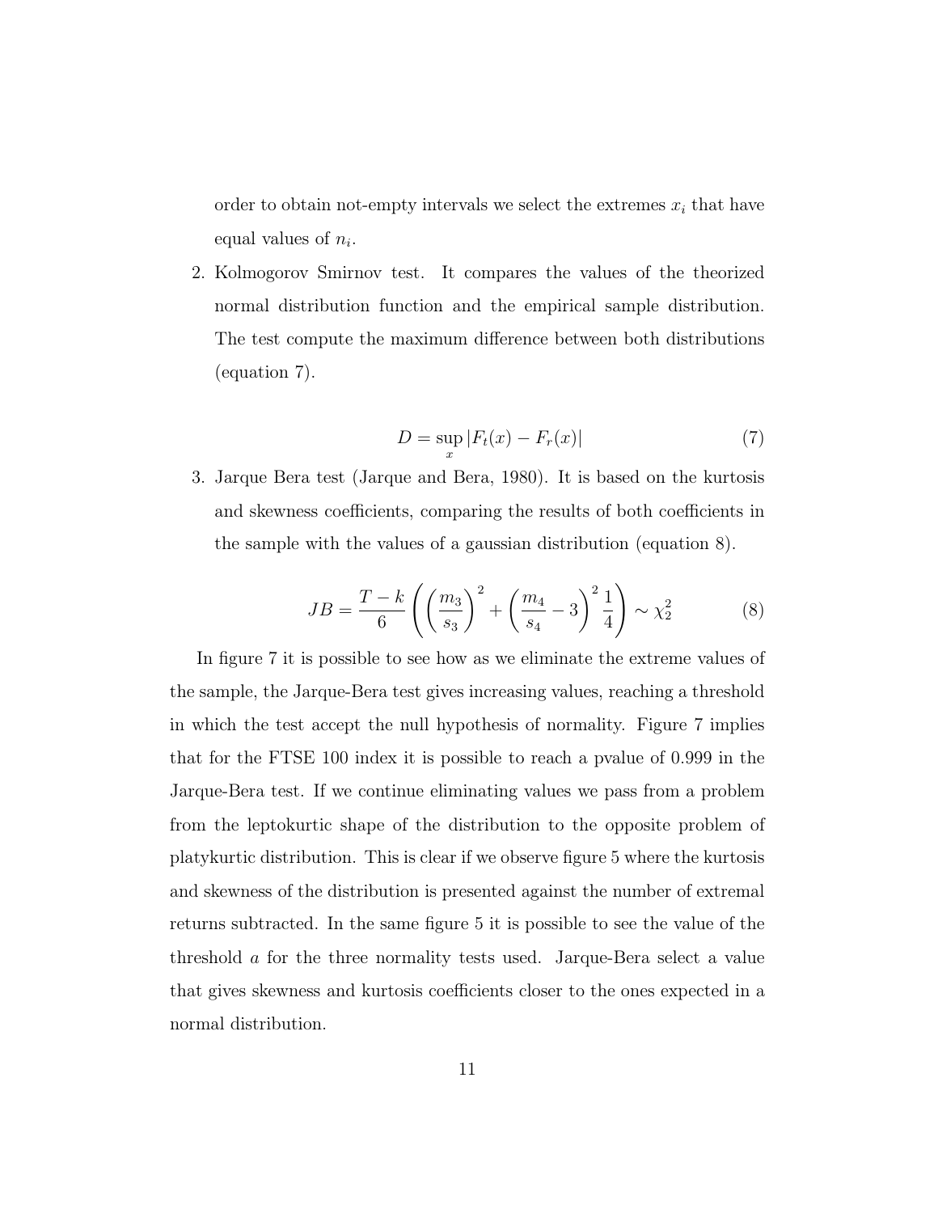order to obtain not-empty intervals we select the extremes $x_i$ that have equal values of $n_i$.

2. Kolmogorov Smirnov test. It compares the values of the theorized normal distribution function and the empirical sample distribution. The test compute the maximum difference between both distributions (equation 7).

$$D = \sup_x |F_t(x) - F_r(x)| \tag{7}$$

3. Jarque Bera test (Jarque and Bera, 1980). It is based on the kurtosis and skewness coefficients, comparing the results of both coefficients in the sample with the values of a gaussian distribution (equation 8).

$$JB = \frac{T-k}{6}\left(\left(\frac{m_3}{s_3}\right)^2 + \left(\frac{m_4}{s_4} - 3\right)^2 \frac{1}{4}\right) \sim \chi_2^2 \tag{8}$$

In figure 7 it is possible to see how as we eliminate the extreme values of the sample, the Jarque-Bera test gives increasing values, reaching a threshold in which the test accept the null hypothesis of normality. Figure 7 implies that for the FTSE 100 index it is possible to reach a pvalue of 0.999 in the Jarque-Bera test. If we continue eliminating values we pass from a problem from the leptokurtic shape of the distribution to the opposite problem of platykurtic distribution. This is clear if we observe figure 5 where the kurtosis and skewness of the distribution is presented against the number of extremal returns subtracted. In the same figure 5 it is possible to see the value of the threshold $a$ for the three normality tests used. Jarque-Bera select a value that gives skewness and kurtosis coefficients closer to the ones expected in a normal distribution.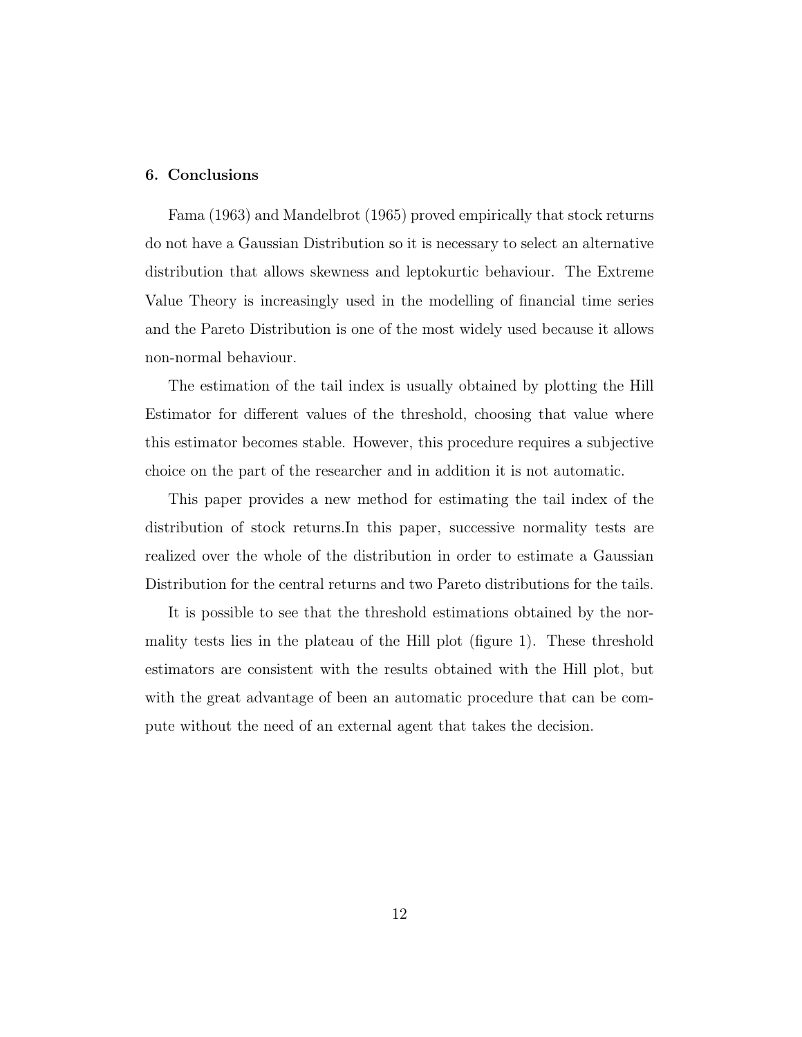## 6. Conclusions

Fama (1963) and Mandelbrot (1965) proved empirically that stock returns do not have a Gaussian Distribution so it is necessary to select an alternative distribution that allows skewness and leptokurtic behaviour. The Extreme Value Theory is increasingly used in the modelling of financial time series and the Pareto Distribution is one of the most widely used because it allows non-normal behaviour.

The estimation of the tail index is usually obtained by plotting the Hill Estimator for different values of the threshold, choosing that value where this estimator becomes stable. However, this procedure requires a subjective choice on the part of the researcher and in addition it is not automatic.

This paper provides a new method for estimating the tail index of the distribution of stock returns.In this paper, successive normality tests are realized over the whole of the distribution in order to estimate a Gaussian Distribution for the central returns and two Pareto distributions for the tails.

It is possible to see that the threshold estimations obtained by the normality tests lies in the plateau of the Hill plot (figure 1). These threshold estimators are consistent with the results obtained with the Hill plot, but with the great advantage of been an automatic procedure that can be compute without the need of an external agent that takes the decision.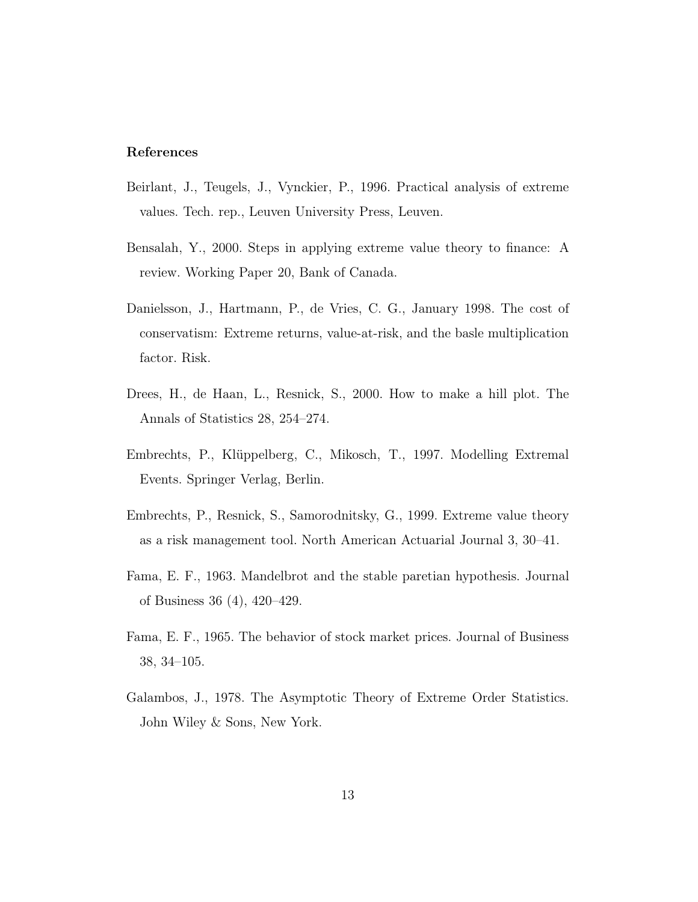**References**

Beirlant, J., Teugels, J., Vynckier, P., 1996. Practical analysis of extreme values. Tech. rep., Leuven University Press, Leuven.

Bensalah, Y., 2000. Steps in applying extreme value theory to finance: A review. Working Paper 20, Bank of Canada.

Danielsson, J., Hartmann, P., de Vries, C. G., January 1998. The cost of conservatism: Extreme returns, value-at-risk, and the basle multiplication factor. Risk.

Drees, H., de Haan, L., Resnick, S., 2000. How to make a hill plot. The Annals of Statistics 28, 254–274.

Embrechts, P., Klüppelberg, C., Mikosch, T., 1997. Modelling Extremal Events. Springer Verlag, Berlin.

Embrechts, P., Resnick, S., Samorodnitsky, G., 1999. Extreme value theory as a risk management tool. North American Actuarial Journal 3, 30–41.

Fama, E. F., 1963. Mandelbrot and the stable paretian hypothesis. Journal of Business 36 (4), 420–429.

Fama, E. F., 1965. The behavior of stock market prices. Journal of Business 38, 34–105.

Galambos, J., 1978. The Asymptotic Theory of Extreme Order Statistics. John Wiley & Sons, New York.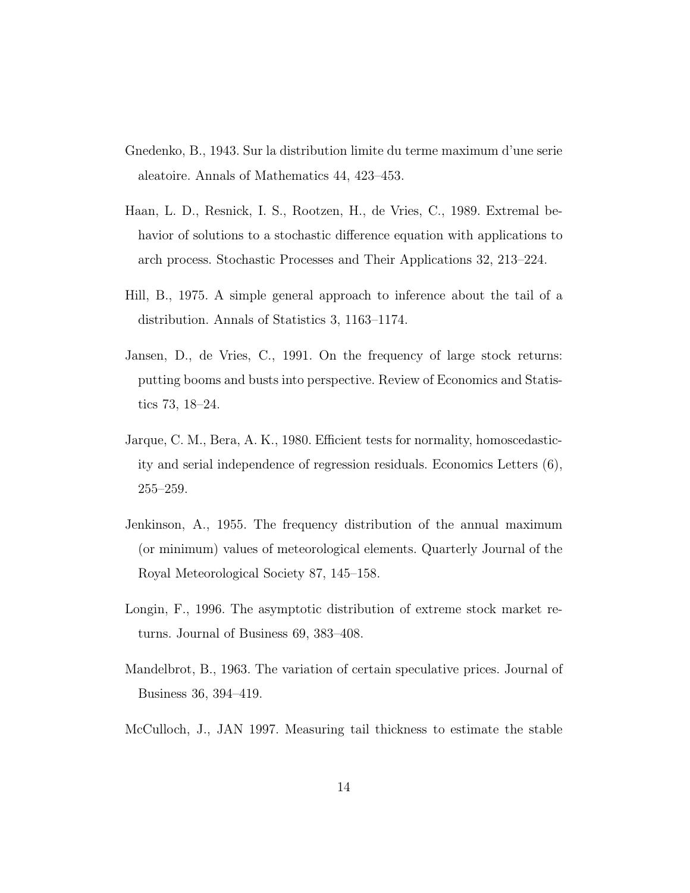Gnedenko, B., 1943. Sur la distribution limite du terme maximum d'une serie aleatoire. Annals of Mathematics 44, 423–453.

Haan, L. D., Resnick, I. S., Rootzen, H., de Vries, C., 1989. Extremal behavior of solutions to a stochastic difference equation with applications to arch process. Stochastic Processes and Their Applications 32, 213–224.

Hill, B., 1975. A simple general approach to inference about the tail of a distribution. Annals of Statistics 3, 1163–1174.

Jansen, D., de Vries, C., 1991. On the frequency of large stock returns: putting booms and busts into perspective. Review of Economics and Statistics 73, 18–24.

Jarque, C. M., Bera, A. K., 1980. Efficient tests for normality, homoscedasticity and serial independence of regression residuals. Economics Letters (6), 255–259.

Jenkinson, A., 1955. The frequency distribution of the annual maximum (or minimum) values of meteorological elements. Quarterly Journal of the Royal Meteorological Society 87, 145–158.

Longin, F., 1996. The asymptotic distribution of extreme stock market returns. Journal of Business 69, 383–408.

Mandelbrot, B., 1963. The variation of certain speculative prices. Journal of Business 36, 394–419.

McCulloch, J., JAN 1997. Measuring tail thickness to estimate the stable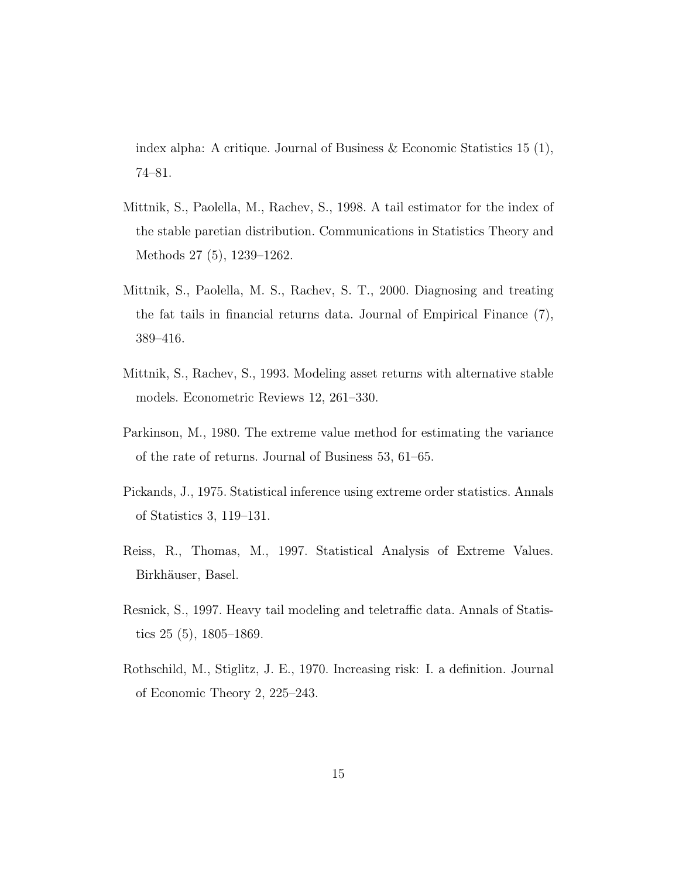index alpha: A critique. Journal of Business & Economic Statistics 15 (1), 74–81.

Mittnik, S., Paolella, M., Rachev, S., 1998. A tail estimator for the index of the stable paretian distribution. Communications in Statistics Theory and Methods 27 (5), 1239–1262.

Mittnik, S., Paolella, M. S., Rachev, S. T., 2000. Diagnosing and treating the fat tails in financial returns data. Journal of Empirical Finance (7), 389–416.

Mittnik, S., Rachev, S., 1993. Modeling asset returns with alternative stable models. Econometric Reviews 12, 261–330.

Parkinson, M., 1980. The extreme value method for estimating the variance of the rate of returns. Journal of Business 53, 61–65.

Pickands, J., 1975. Statistical inference using extreme order statistics. Annals of Statistics 3, 119–131.

Reiss, R., Thomas, M., 1997. Statistical Analysis of Extreme Values. Birkhäuser, Basel.

Resnick, S., 1997. Heavy tail modeling and teletraffic data. Annals of Statistics 25 (5), 1805–1869.

Rothschild, M., Stiglitz, J. E., 1970. Increasing risk: I. a definition. Journal of Economic Theory 2, 225–243.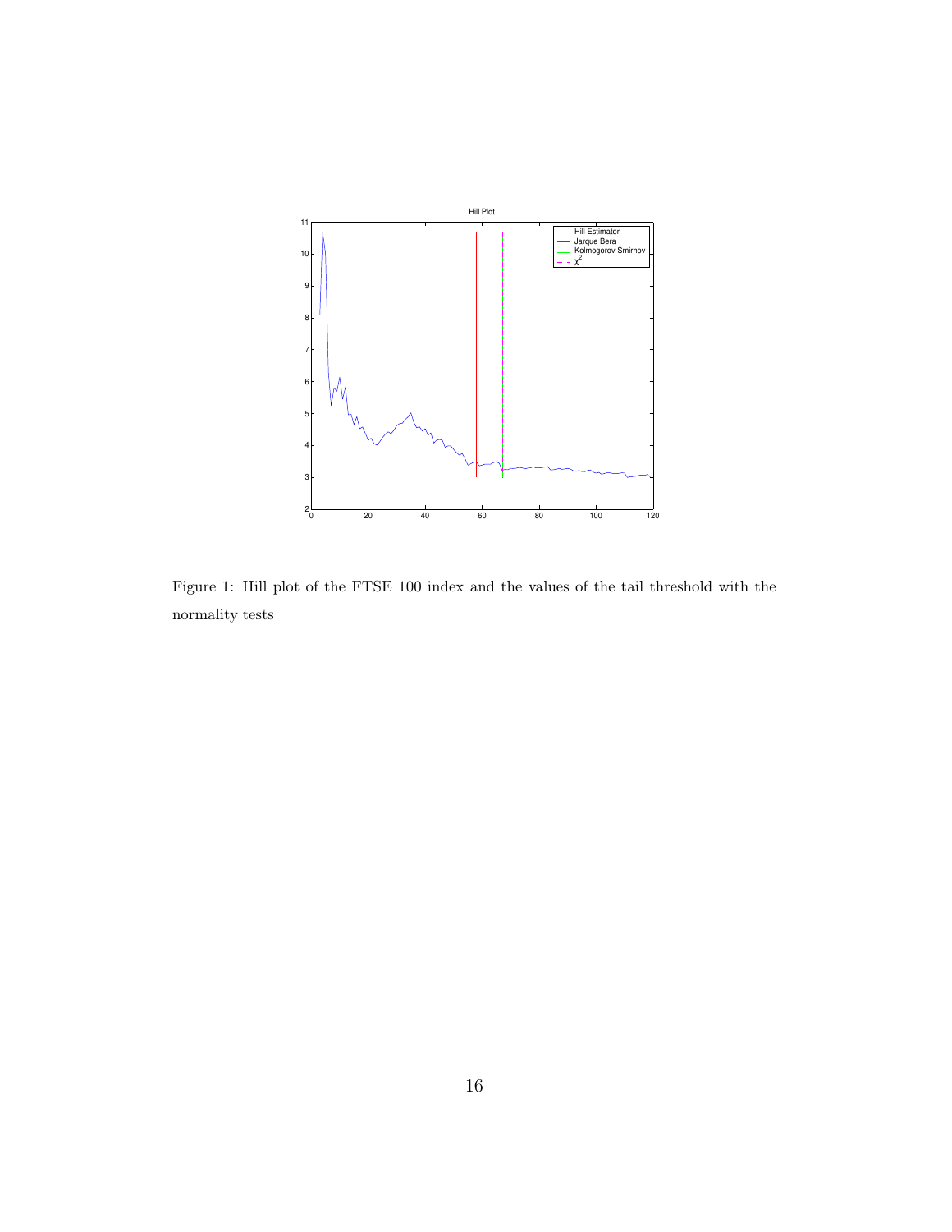Figure 1: Hill plot of the FTSE 100 index and the values of the tail threshold with the normality tests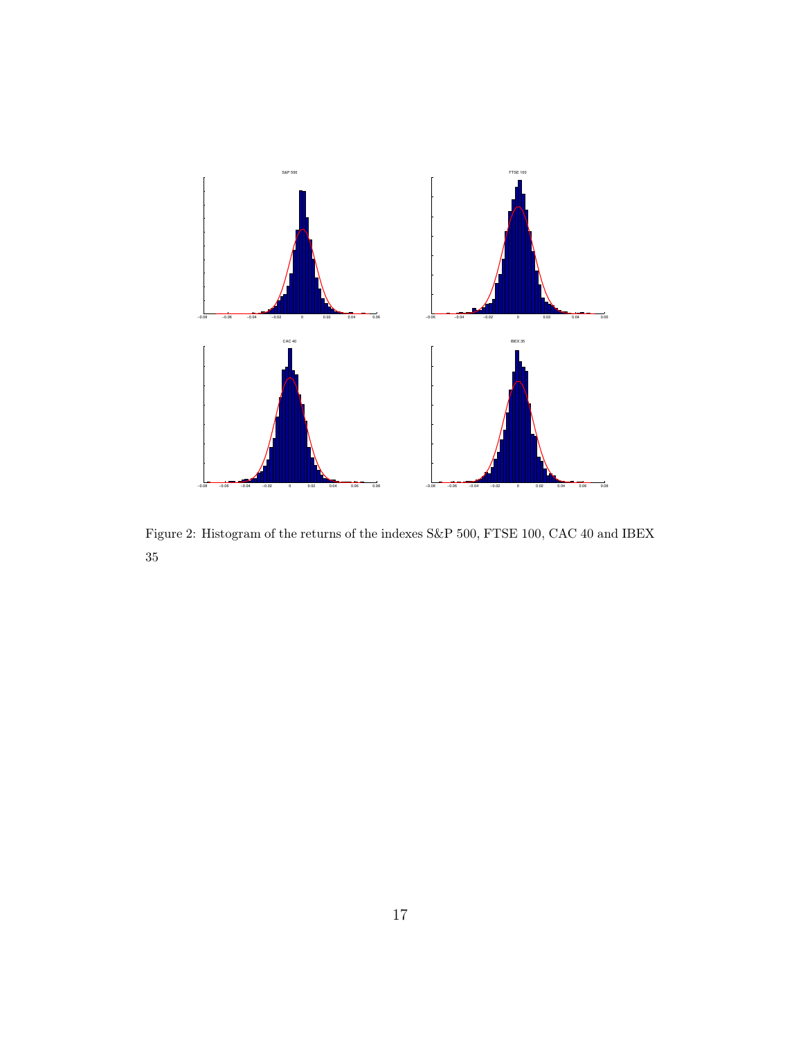Figure 2: Histogram of the returns of the indexes S&P 500, FTSE 100, CAC 40 and IBEX 35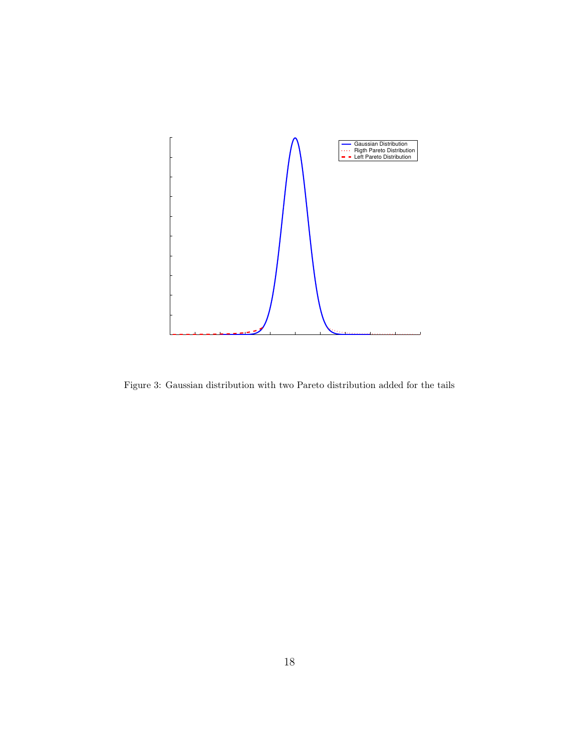Figure 3: Gaussian distribution with two Pareto distribution added for the tails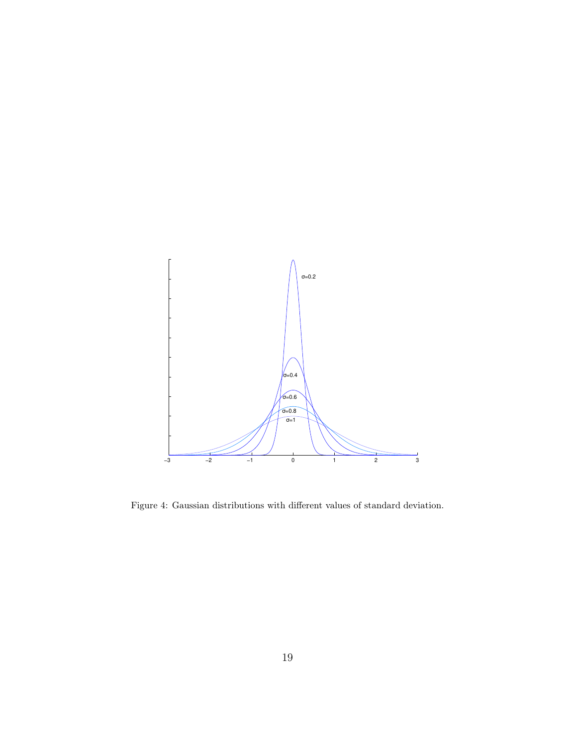Figure 4: Gaussian distributions with different values of standard deviation.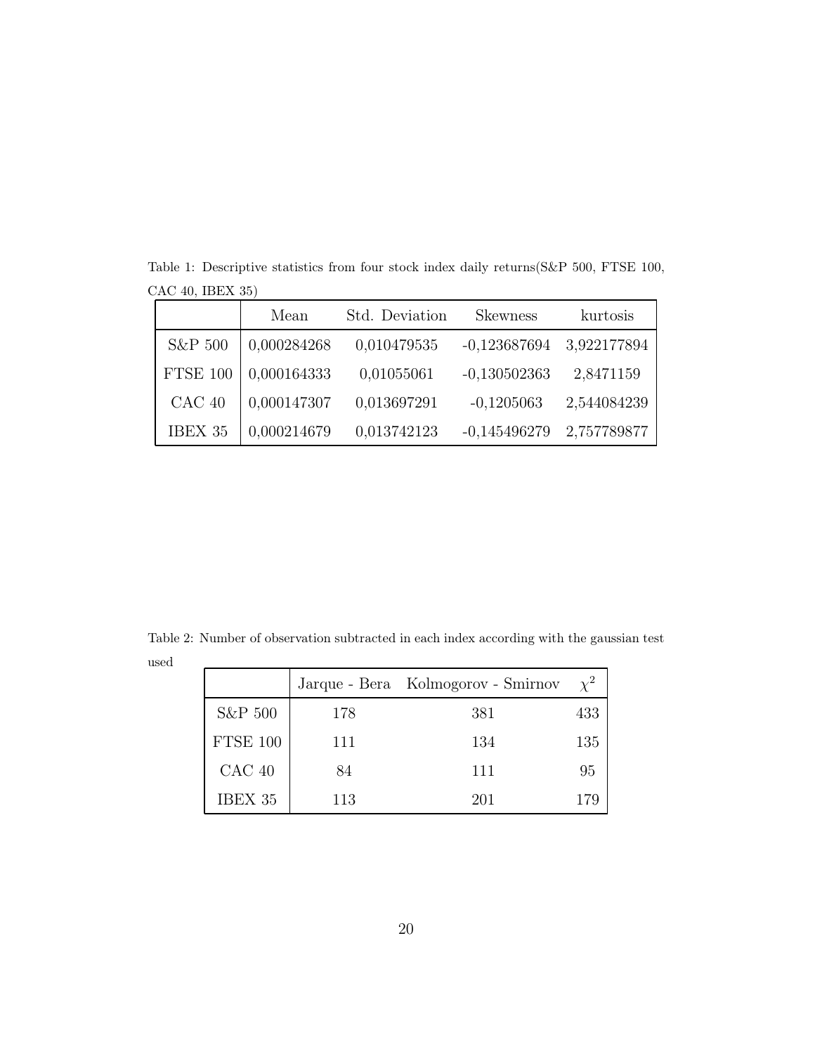Table 1: Descriptive statistics from four stock index daily returns(S&P 500, FTSE 100, CAC 40, IBEX 35)

| | Mean | Std. Deviation | Skewness | kurtosis |
|---|---|---|---|---|
| S&P 500 | 0,000284268 | 0,010479535 | -0,123687694 | 3,922177894 |
| FTSE 100 | 0,000164333 | 0,01055061 | -0,130502363 | 2,8471159 |
| CAC 40 | 0,000147307 | 0,013697291 | -0,1205063 | 2,544084239 |
| IBEX 35 | 0,000214679 | 0,013742123 | -0,145496279 | 2,757789877 |

Table 2: Number of observation subtracted in each index according with the gaussian test used

| | Jarque - Bera | Kolmogorov - Smirnov | $\chi^2$ |
|---|---|---|---|
| S&P 500 | 178 | 381 | 433 |
| FTSE 100 | 111 | 134 | 135 |
| CAC 40 | 84 | 111 | 95 |
| IBEX 35 | 113 | 201 | 179 |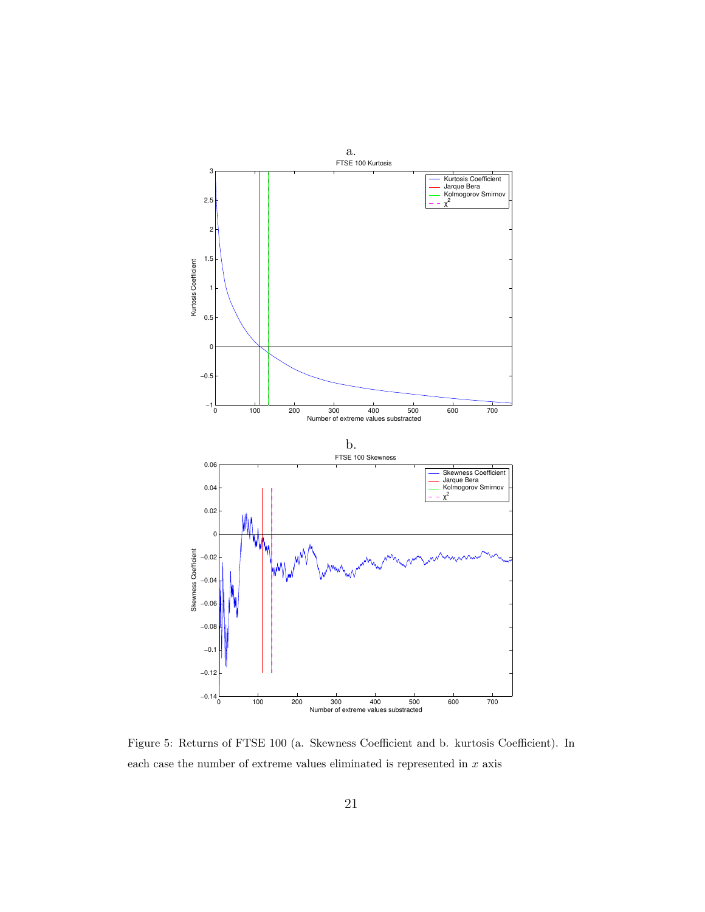a.

b.

Figure 5: Returns of FTSE 100 (a. Skewness Coefficient and b. kurtosis Coefficient). In each case the number of extreme values eliminated is represented in $x$ axis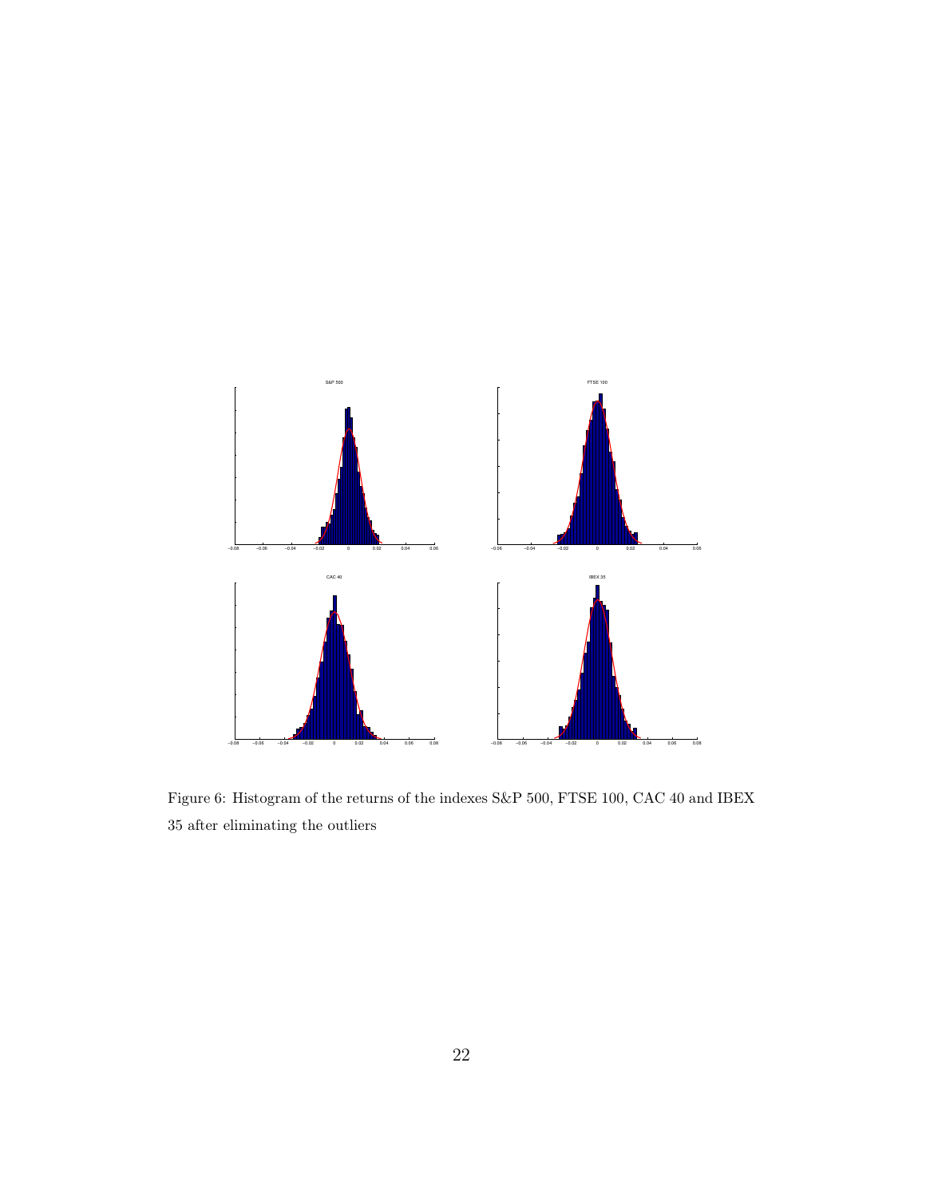Figure 6: Histogram of the returns of the indexes S&P 500, FTSE 100, CAC 40 and IBEX 35 after eliminating the outliers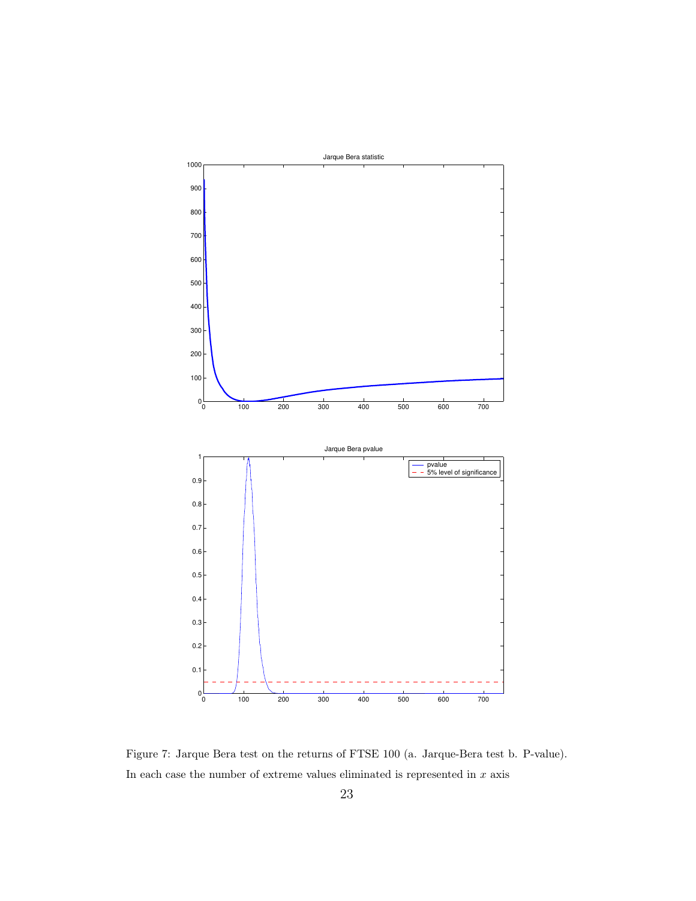Jarque Bera statistic

1000
900
800
700
600
500
400
300
200
100
0

0 100 200 300 400 500 600 700

Jarque Bera pvalue

pvalue
5% level of significance

1
0.9
0.8
0.7
0.6
0.5
0.4
0.3
0.2
0.1
0

0 100 200 300 400 500 600 700

Figure 7: Jarque Bera test on the returns of FTSE 100 (a. Jarque-Bera test b. P-value). In each case the number of extreme values eliminated is represented in $x$ axis